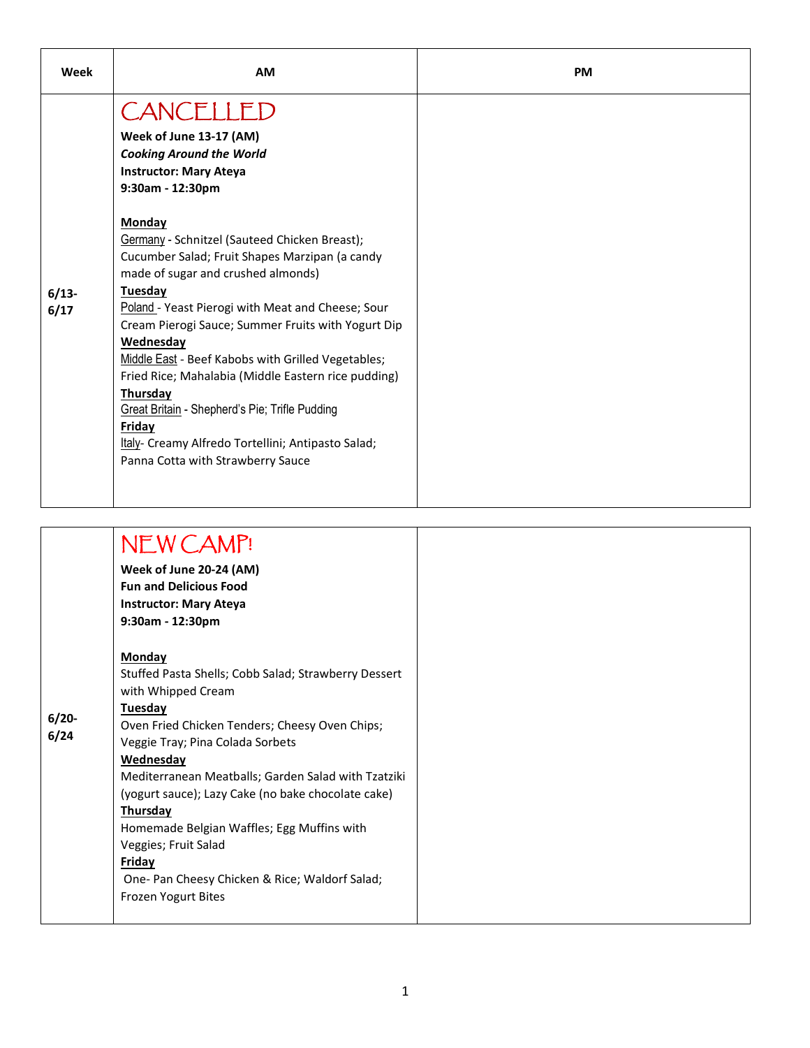| Week | AM | PM |
|---|---|---|
| 6/13-6/17 | CANCELLED<br>**Week of June 13-17 (AM)**<br>***Cooking Around the World***<br>**Instructor: Mary Ateya**<br>**9:30am - 12:30pm**<br><br>**Monday**<br>Germany - Schnitzel (Sauteed Chicken Breast); Cucumber Salad; Fruit Shapes Marzipan (a candy made of sugar and crushed almonds)<br>**Tuesday**<br>Poland - Yeast Pierogi with Meat and Cheese; Sour Cream Pierogi Sauce; Summer Fruits with Yogurt Dip<br>**Wednesday**<br>Middle East - Beef Kabobs with Grilled Vegetables; Fried Rice; Mahalabia (Middle Eastern rice pudding)<br>**Thursday**<br>Great Britain - Shepherd's Pie; Trifle Pudding<br>**Friday**<br>Italy- Creamy Alfredo Tortellini; Antipasto Salad; Panna Cotta with Strawberry Sauce | |
| 6/20-6/24 | NEW CAMP!<br>**Week of June 20-24 (AM)**<br>**Fun and Delicious Food**<br>**Instructor: Mary Ateya**<br>**9:30am - 12:30pm**<br><br>**Monday**<br>Stuffed Pasta Shells; Cobb Salad; Strawberry Dessert with Whipped Cream<br>**Tuesday**<br>Oven Fried Chicken Tenders; Cheesy Oven Chips; Veggie Tray; Pina Colada Sorbets<br>**Wednesday**<br>Mediterranean Meatballs; Garden Salad with Tzatziki (yogurt sauce); Lazy Cake (no bake chocolate cake)<br>**Thursday**<br>Homemade Belgian Waffles; Egg Muffins with Veggies; Fruit Salad<br>**Friday**<br>One- Pan Cheesy Chicken & Rice; Waldorf Salad; Frozen Yogurt Bites | |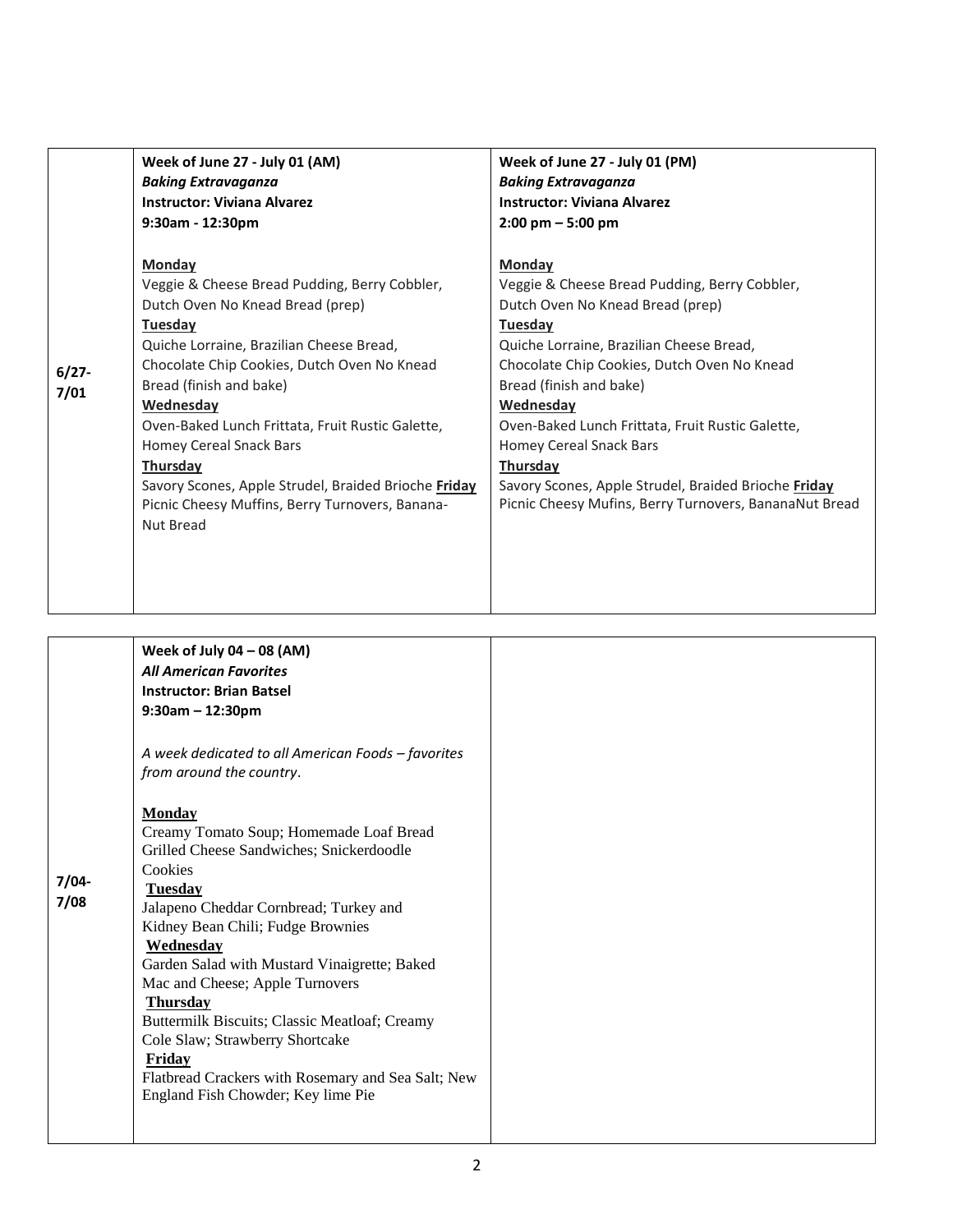| | | |
|---|---|---|
| 6/27-7/01 | **Week of June 27 - July 01 (AM)**<br>***Baking Extravaganza***<br>**Instructor: Viviana Alvarez**<br>**9:30am - 12:30pm**<br><br>**Monday**<br>Veggie & Cheese Bread Pudding, Berry Cobbler, Dutch Oven No Knead Bread (prep)<br>**Tuesday**<br>Quiche Lorraine, Brazilian Cheese Bread, Chocolate Chip Cookies, Dutch Oven No Knead Bread (finish and bake)<br>**Wednesday**<br>Oven-Baked Lunch Frittata, Fruit Rustic Galette, Homey Cereal Snack Bars<br>**Thursday**<br>Savory Scones, Apple Strudel, Braided Brioche **Friday**<br>Picnic Cheesy Muffins, Berry Turnovers, Banana-Nut Bread | **Week of June 27 - July 01 (PM)**<br>***Baking Extravaganza***<br>**Instructor: Viviana Alvarez**<br>**2:00 pm – 5:00 pm**<br><br>**Monday**<br>Veggie & Cheese Bread Pudding, Berry Cobbler, Dutch Oven No Knead Bread (prep)<br>**Tuesday**<br>Quiche Lorraine, Brazilian Cheese Bread, Chocolate Chip Cookies, Dutch Oven No Knead Bread (finish and bake)<br>**Wednesday**<br>Oven-Baked Lunch Frittata, Fruit Rustic Galette, Homey Cereal Snack Bars<br>**Thursday**<br>Savory Scones, Apple Strudel, Braided Brioche **Friday**<br>Picnic Cheesy Mufins, Berry Turnovers, BananaNut Bread |
| 7/04-7/08 | **Week of July 04 – 08 (AM)**<br>***All American Favorites***<br>**Instructor: Brian Batsel**<br>**9:30am – 12:30pm**<br><br>*A week dedicated to all American Foods – favorites from around the country*.<br><br>**Monday**<br>Creamy Tomato Soup; Homemade Loaf Bread Grilled Cheese Sandwiches; Snickerdoodle Cookies<br>**Tuesday**<br>Jalapeno Cheddar Cornbread; Turkey and Kidney Bean Chili; Fudge Brownies<br>**Wednesday**<br>Garden Salad with Mustard Vinaigrette; Baked Mac and Cheese; Apple Turnovers<br>**Thursday**<br>Buttermilk Biscuits; Classic Meatloaf; Creamy Cole Slaw; Strawberry Shortcake<br>**Friday**<br>Flatbread Crackers with Rosemary and Sea Salt; New England Fish Chowder; Key lime Pie | |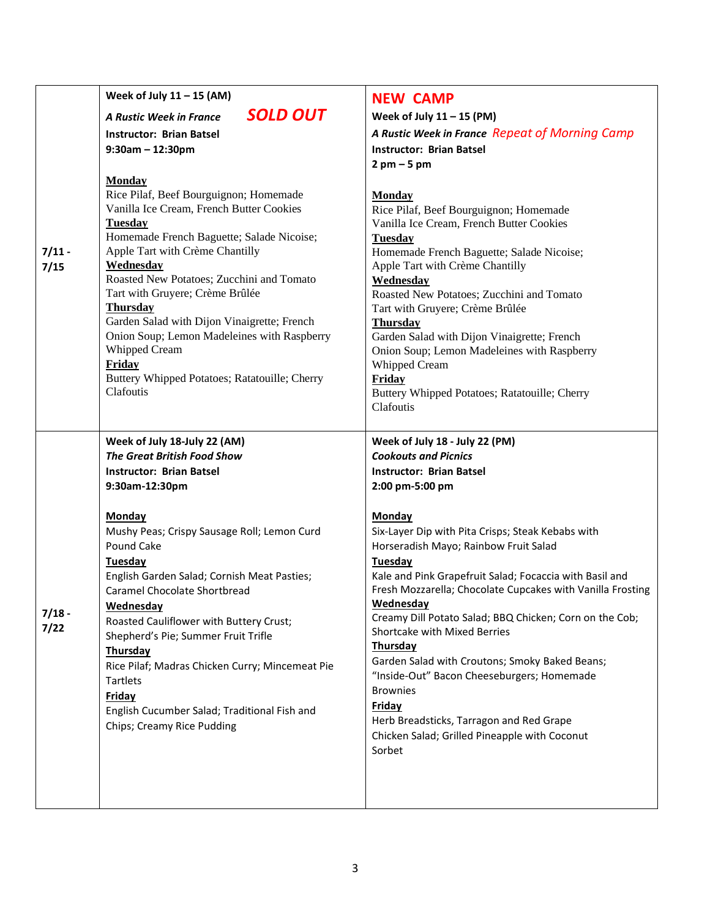| | | |
|---|---|---|
| **7/11 - 7/15** | **Week of July 11 – 15 (AM)**<br>***A Rustic Week in France*** ***SOLD OUT***<br>**Instructor: Brian Batsel**<br>**9:30am – 12:30pm**<br><br>**Monday**<br>Rice Pilaf, Beef Bourguignon; Homemade Vanilla Ice Cream, French Butter Cookies<br>**Tuesday**<br>Homemade French Baguette; Salade Nicoise; Apple Tart with Crème Chantilly<br>**Wednesday**<br>Roasted New Potatoes; Zucchini and Tomato Tart with Gruyere; Crème Brûlée<br>**Thursday**<br>Garden Salad with Dijon Vinaigrette; French Onion Soup; Lemon Madeleines with Raspberry Whipped Cream<br>**Friday**<br>Buttery Whipped Potatoes; Ratatouille; Cherry Clafoutis | **NEW CAMP**<br>**Week of July 11 – 15 (PM)**<br>***A Rustic Week in France*** *Repeat of Morning Camp*<br>**Instructor: Brian Batsel**<br>**2 pm – 5 pm**<br><br>**Monday**<br>Rice Pilaf, Beef Bourguignon; Homemade Vanilla Ice Cream, French Butter Cookies<br>**Tuesday**<br>Homemade French Baguette; Salade Nicoise; Apple Tart with Crème Chantilly<br>**Wednesday**<br>Roasted New Potatoes; Zucchini and Tomato Tart with Gruyere; Crème Brûlée<br>**Thursday**<br>Garden Salad with Dijon Vinaigrette; French Onion Soup; Lemon Madeleines with Raspberry Whipped Cream<br>**Friday**<br>Buttery Whipped Potatoes; Ratatouille; Cherry Clafoutis |
| **7/18 - 7/22** | **Week of July 18-July 22 (AM)**<br>***The Great British Food Show***<br>**Instructor: Brian Batsel**<br>**9:30am-12:30pm**<br><br>**Monday**<br>Mushy Peas; Crispy Sausage Roll; Lemon Curd Pound Cake<br>**Tuesday**<br>English Garden Salad; Cornish Meat Pasties; Caramel Chocolate Shortbread<br>**Wednesday**<br>Roasted Cauliflower with Buttery Crust; Shepherd's Pie; Summer Fruit Trifle<br>**Thursday**<br>Rice Pilaf; Madras Chicken Curry; Mincemeat Pie Tartlets<br>**Friday**<br>English Cucumber Salad; Traditional Fish and Chips; Creamy Rice Pudding | **Week of July 18 - July 22 (PM)**<br>***Cookouts and Picnics***<br>**Instructor: Brian Batsel**<br>**2:00 pm-5:00 pm**<br><br>**Monday**<br>Six-Layer Dip with Pita Crisps; Steak Kebabs with Horseradish Mayo; Rainbow Fruit Salad<br>**Tuesday**<br>Kale and Pink Grapefruit Salad; Focaccia with Basil and Fresh Mozzarella; Chocolate Cupcakes with Vanilla Frosting<br>**Wednesday**<br>Creamy Dill Potato Salad; BBQ Chicken; Corn on the Cob; Shortcake with Mixed Berries<br>**Thursday**<br>Garden Salad with Croutons; Smoky Baked Beans; "Inside-Out" Bacon Cheeseburgers; Homemade Brownies<br>**Friday**<br>Herb Breadsticks, Tarragon and Red Grape Chicken Salad; Grilled Pineapple with Coconut Sorbet |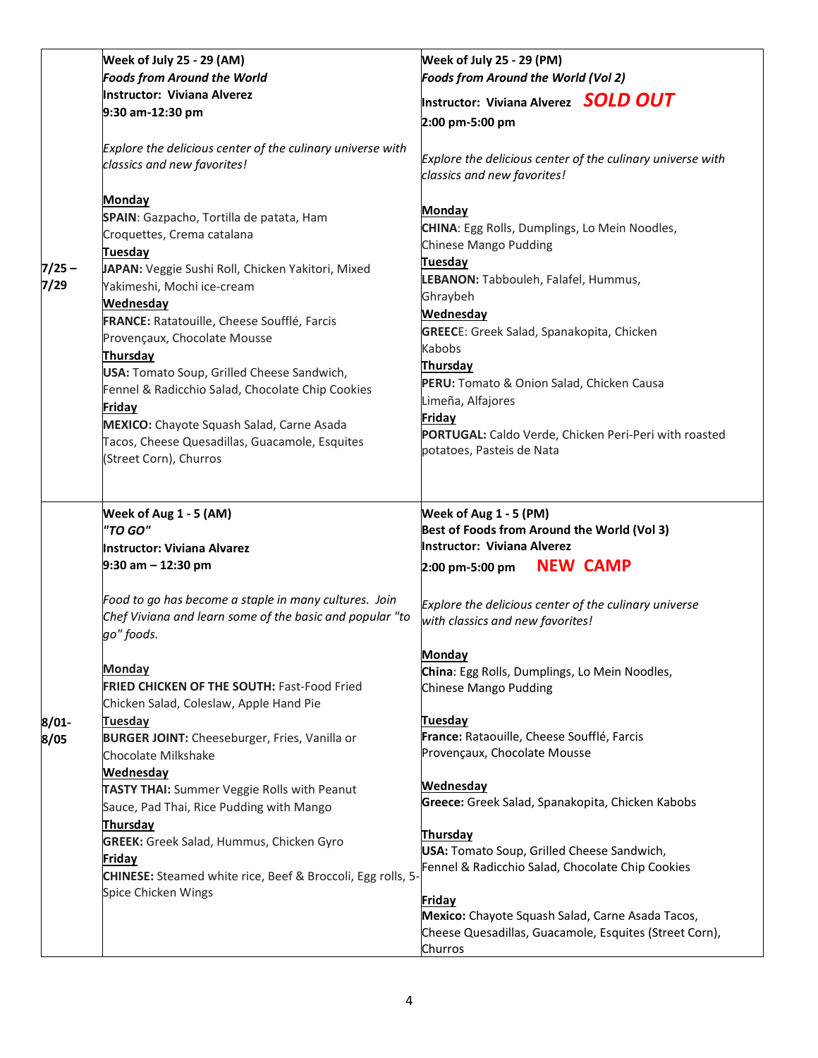| | AM | PM |
|---|---|---|
| **7/25 – 7/29** | **Week of July 25 - 29 (AM)**<br>***Foods from Around the World***<br>**Instructor: Viviana Alverez**<br>**9:30 am-12:30 pm**<br><br>*Explore the delicious center of the culinary universe with classics and new favorites!*<br><br>**Monday**<br>**SPAIN**: Gazpacho, Tortilla de patata, Ham Croquettes, Crema catalana<br>**Tuesday**<br>**JAPAN:** Veggie Sushi Roll, Chicken Yakitori, Mixed Yakimeshi, Mochi ice-cream<br>**Wednesday**<br>**FRANCE:** Ratatouille, Cheese Soufflé, Farcis Provençaux, Chocolate Mousse<br>**Thursday**<br>**USA:** Tomato Soup, Grilled Cheese Sandwich, Fennel & Radicchio Salad, Chocolate Chip Cookies<br>**Friday**<br>**MEXICO:** Chayote Squash Salad, Carne Asada Tacos, Cheese Quesadillas, Guacamole, Esquites (Street Corn), Churros | **Week of July 25 - 29 (PM)**<br>***Foods from Around the World (Vol 2)***<br>**Instructor: Viviana Alverez** ***SOLD OUT***<br>**2:00 pm-5:00 pm**<br><br>*Explore the delicious center of the culinary universe with classics and new favorites!*<br><br>**Monday**<br>**CHINA**: Egg Rolls, Dumplings, Lo Mein Noodles, Chinese Mango Pudding<br>**Tuesday**<br>**LEBANON:** Tabbouleh, Falafel, Hummus, Ghraybeh<br>**Wednesday**<br>**GREECE**: Greek Salad, Spanakopita, Chicken Kabobs<br>**Thursday**<br>**PERU:** Tomato & Onion Salad, Chicken Causa Limeña, Alfajores<br>**Friday**<br>**PORTUGAL:** Caldo Verde, Chicken Peri-Peri with roasted potatoes, Pasteis de Nata |
| **8/01- 8/05** | **Week of Aug 1 - 5 (AM)**<br>***"TO GO"***<br>**Instructor: Viviana Alvarez**<br>**9:30 am – 12:30 pm**<br><br>*Food to go has become a staple in many cultures. Join Chef Viviana and learn some of the basic and popular "to go" foods.*<br><br>**Monday**<br>**FRIED CHICKEN OF THE SOUTH:** Fast-Food Fried Chicken Salad, Coleslaw, Apple Hand Pie<br>**Tuesday**<br>**BURGER JOINT:** Cheeseburger, Fries, Vanilla or Chocolate Milkshake<br>**Wednesday**<br>**TASTY THAI:** Summer Veggie Rolls with Peanut Sauce, Pad Thai, Rice Pudding with Mango<br>**Thursday**<br>**GREEK:** Greek Salad, Hummus, Chicken Gyro<br>**Friday**<br>**CHINESE:** Steamed white rice, Beef & Broccoli, Egg rolls, 5-Spice Chicken Wings | **Week of Aug 1 - 5 (PM)**<br>**Best of Foods from Around the World (Vol 3)**<br>**Instructor: Viviana Alverez**<br>**2:00 pm-5:00 pm** **NEW CAMP**<br><br>*Explore the delicious center of the culinary universe with classics and new favorites!*<br><br>**Monday**<br>**China**: Egg Rolls, Dumplings, Lo Mein Noodles, Chinese Mango Pudding<br><br>**Tuesday**<br>**France:** Rataouille, Cheese Soufflé, Farcis Provençaux, Chocolate Mousse<br><br>**Wednesday**<br>**Greece:** Greek Salad, Spanakopita, Chicken Kabobs<br><br>**Thursday**<br>**USA:** Tomato Soup, Grilled Cheese Sandwich, Fennel & Radicchio Salad, Chocolate Chip Cookies<br><br>**Friday**<br>**Mexico:** Chayote Squash Salad, Carne Asada Tacos, Cheese Quesadillas, Guacamole, Esquites (Street Corn), Churros |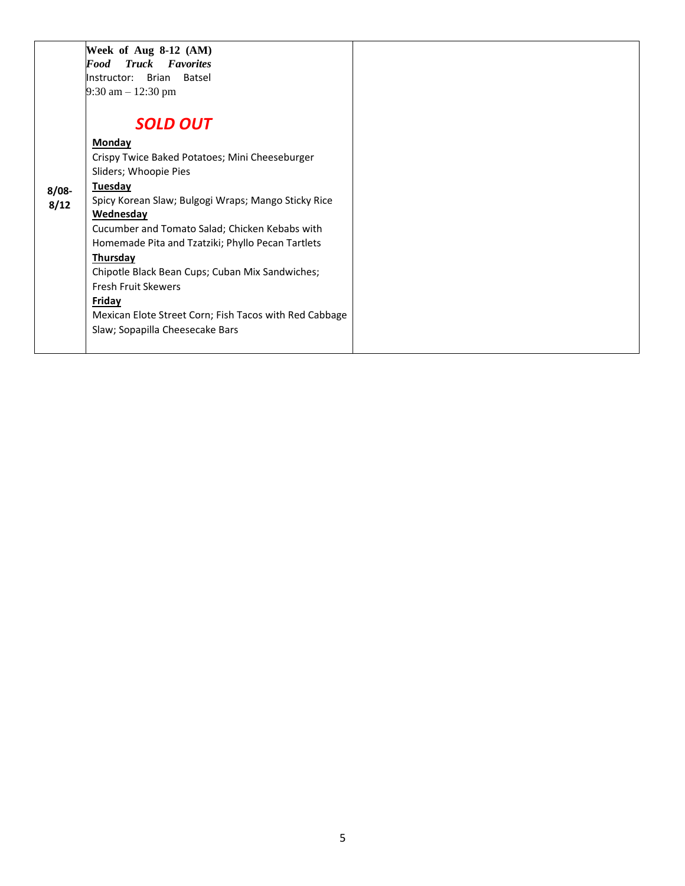| | | |
|---|---|---|
| 8/08-8/12 | **Week of Aug 8-12 (AM)**<br>***Food Truck Favorites***<br>Instructor: Brian Batsel<br>9:30 am – 12:30 pm<br><br>***SOLD OUT***<br><br>**Monday**<br>Crispy Twice Baked Potatoes; Mini Cheeseburger Sliders; Whoopie Pies<br>**Tuesday**<br>Spicy Korean Slaw; Bulgogi Wraps; Mango Sticky Rice<br>**Wednesday**<br>Cucumber and Tomato Salad; Chicken Kebabs with Homemade Pita and Tzatziki; Phyllo Pecan Tartlets<br>**Thursday**<br>Chipotle Black Bean Cups; Cuban Mix Sandwiches; Fresh Fruit Skewers<br>**Friday**<br>Mexican Elote Street Corn; Fish Tacos with Red Cabbage Slaw; Sopapilla Cheesecake Bars | |